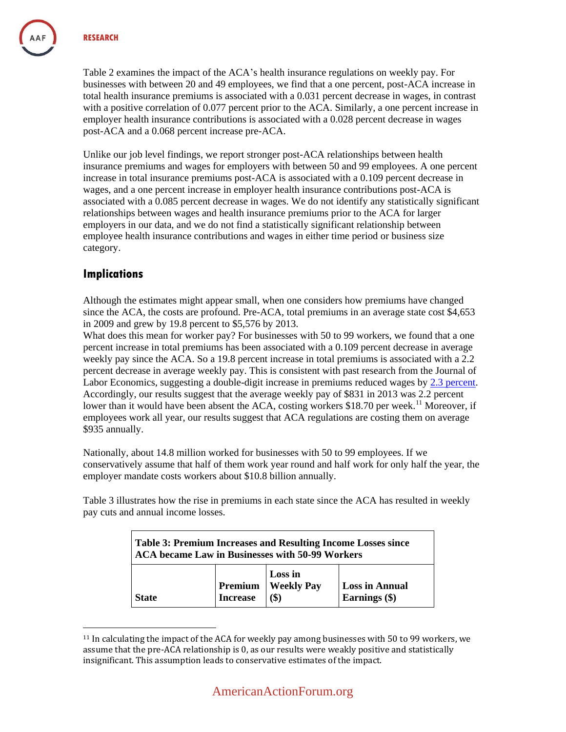Table 2 examines the impact of the ACA's health insurance regulations on weekly pay. For businesses with between 20 and 49 employees, we find that a one percent, post-ACA increase in total health insurance premiums is associated with a 0.031 percent decrease in wages, in contrast with a positive correlation of 0.077 percent prior to the ACA. Similarly, a one percent increase in employer health insurance contributions is associated with a 0.028 percent decrease in wages post-ACA and a 0.068 percent increase pre-ACA.

Unlike our job level findings, we report stronger post-ACA relationships between health insurance premiums and wages for employers with between 50 and 99 employees. A one percent increase in total insurance premiums post-ACA is associated with a 0.109 percent decrease in wages, and a one percent increase in employer health insurance contributions post-ACA is associated with a 0.085 percent decrease in wages. We do not identify any statistically significant relationships between wages and health insurance premiums prior to the ACA for larger employers in our data, and we do not find a statistically significant relationship between employee health insurance contributions and wages in either time period or business size category.

## Implications

Although the estimates might appear small, when one considers how premiums have changed since the ACA, the costs are profound. Pre-ACA, total premiums in an average state cost $4,653 in 2009 and grew by 19.8 percent to $5,576 by 2013.

What does this mean for worker pay? For businesses with 50 to 99 workers, we found that a one percent increase in total premiums has been associated with a 0.109 percent decrease in average weekly pay since the ACA. So a 19.8 percent increase in total premiums is associated with a 2.2 percent decrease in average weekly pay. This is consistent with past research from the Journal of Labor Economics, suggesting a double-digit increase in premiums reduced wages by 2.3 percent. Accordingly, our results suggest that the average weekly pay of $831 in 2013 was 2.2 percent lower than it would have been absent the ACA, costing workers $18.70 per week.[11] Moreover, if employees work all year, our results suggest that ACA regulations are costing them on average $935 annually.

Nationally, about 14.8 million worked for businesses with 50 to 99 employees. If we conservatively assume that half of them work year round and half work for only half the year, the employer mandate costs workers about $10.8 billion annually.

Table 3 illustrates how the rise in premiums in each state since the ACA has resulted in weekly pay cuts and annual income losses.

**Table 3: Premium Increases and Resulting Income Losses since ACA became Law in Businesses with 50-99 Workers**

| State | Premium Increase | Loss in Weekly Pay ($) | Loss in Annual Earnings ($) |
|---|---|---|---|

---

[11] In calculating the impact of the ACA for weekly pay among businesses with 50 to 99 workers, we assume that the pre-ACA relationship is 0, as our results were weakly positive and statistically insignificant. This assumption leads to conservative estimates of the impact.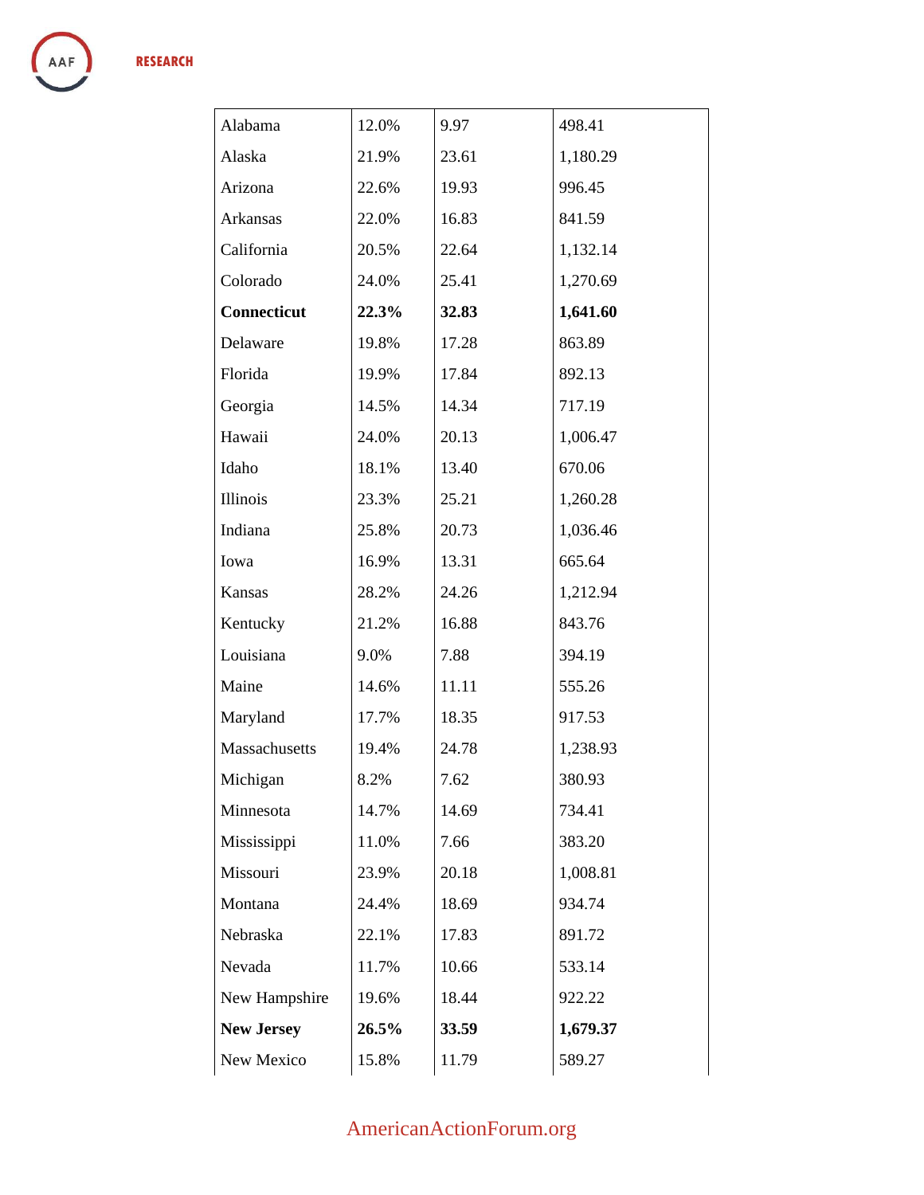| Alabama | 12.0% | 9.97 | 498.41 |
|---|---|---|---|
| Alaska | 21.9% | 23.61 | 1,180.29 |
| Arizona | 22.6% | 19.93 | 996.45 |
| Arkansas | 22.0% | 16.83 | 841.59 |
| California | 20.5% | 22.64 | 1,132.14 |
| Colorado | 24.0% | 25.41 | 1,270.69 |
| **Connecticut** | **22.3%** | **32.83** | **1,641.60** |
| Delaware | 19.8% | 17.28 | 863.89 |
| Florida | 19.9% | 17.84 | 892.13 |
| Georgia | 14.5% | 14.34 | 717.19 |
| Hawaii | 24.0% | 20.13 | 1,006.47 |
| Idaho | 18.1% | 13.40 | 670.06 |
| Illinois | 23.3% | 25.21 | 1,260.28 |
| Indiana | 25.8% | 20.73 | 1,036.46 |
| Iowa | 16.9% | 13.31 | 665.64 |
| Kansas | 28.2% | 24.26 | 1,212.94 |
| Kentucky | 21.2% | 16.88 | 843.76 |
| Louisiana | 9.0% | 7.88 | 394.19 |
| Maine | 14.6% | 11.11 | 555.26 |
| Maryland | 17.7% | 18.35 | 917.53 |
| Massachusetts | 19.4% | 24.78 | 1,238.93 |
| Michigan | 8.2% | 7.62 | 380.93 |
| Minnesota | 14.7% | 14.69 | 734.41 |
| Mississippi | 11.0% | 7.66 | 383.20 |
| Missouri | 23.9% | 20.18 | 1,008.81 |
| Montana | 24.4% | 18.69 | 934.74 |
| Nebraska | 22.1% | 17.83 | 891.72 |
| Nevada | 11.7% | 10.66 | 533.14 |
| New Hampshire | 19.6% | 18.44 | 922.22 |
| **New Jersey** | **26.5%** | **33.59** | **1,679.37** |
| New Mexico | 15.8% | 11.79 | 589.27 |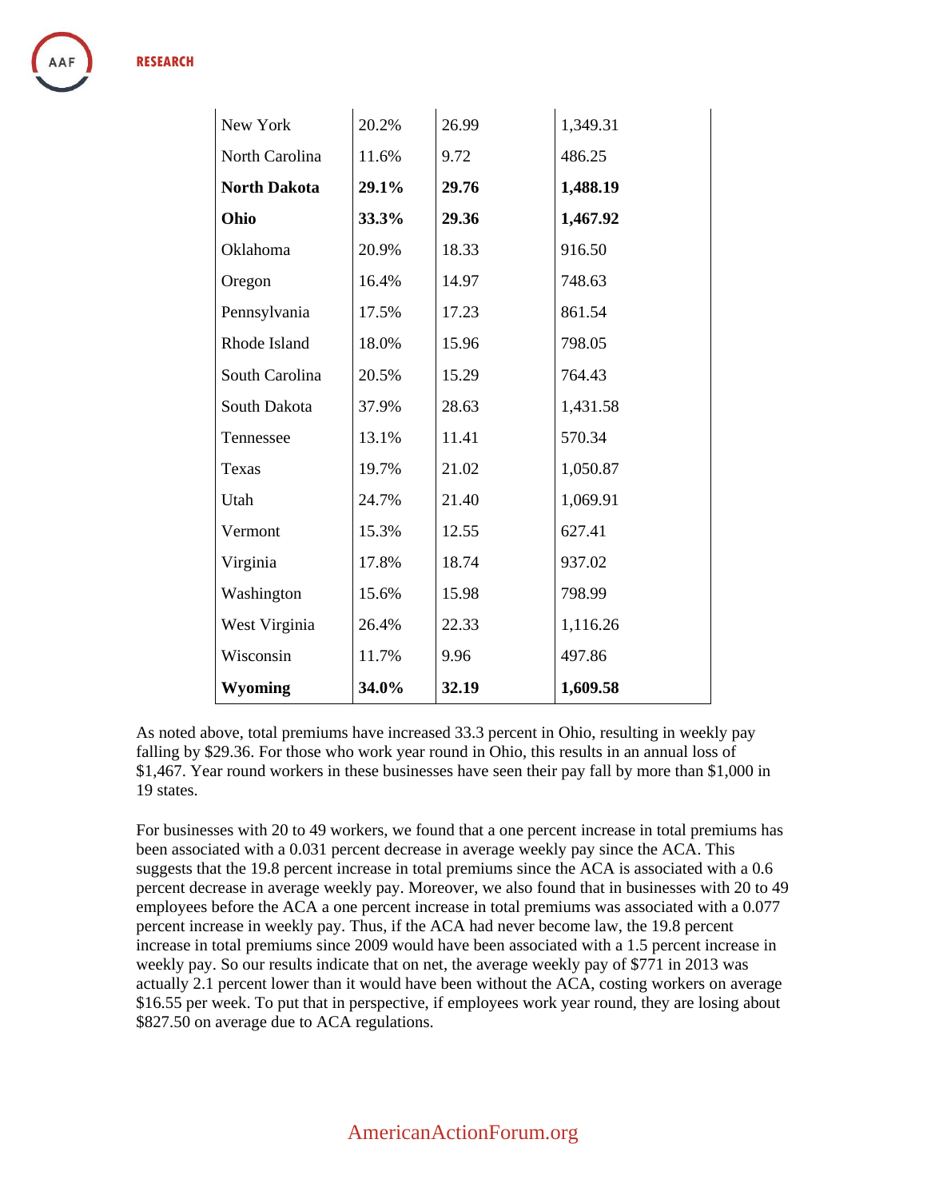| | | | |
|---|---|---|---|
| New York | 20.2% | 26.99 | 1,349.31 |
| North Carolina | 11.6% | 9.72 | 486.25 |
| **North Dakota** | **29.1%** | **29.76** | **1,488.19** |
| **Ohio** | **33.3%** | **29.36** | **1,467.92** |
| Oklahoma | 20.9% | 18.33 | 916.50 |
| Oregon | 16.4% | 14.97 | 748.63 |
| Pennsylvania | 17.5% | 17.23 | 861.54 |
| Rhode Island | 18.0% | 15.96 | 798.05 |
| South Carolina | 20.5% | 15.29 | 764.43 |
| South Dakota | 37.9% | 28.63 | 1,431.58 |
| Tennessee | 13.1% | 11.41 | 570.34 |
| Texas | 19.7% | 21.02 | 1,050.87 |
| Utah | 24.7% | 21.40 | 1,069.91 |
| Vermont | 15.3% | 12.55 | 627.41 |
| Virginia | 17.8% | 18.74 | 937.02 |
| Washington | 15.6% | 15.98 | 798.99 |
| West Virginia | 26.4% | 22.33 | 1,116.26 |
| Wisconsin | 11.7% | 9.96 | 497.86 |
| **Wyoming** | **34.0%** | **32.19** | **1,609.58** |

As noted above, total premiums have increased 33.3 percent in Ohio, resulting in weekly pay falling by $29.36. For those who work year round in Ohio, this results in an annual loss of $1,467. Year round workers in these businesses have seen their pay fall by more than $1,000 in 19 states.

For businesses with 20 to 49 workers, we found that a one percent increase in total premiums has been associated with a 0.031 percent decrease in average weekly pay since the ACA. This suggests that the 19.8 percent increase in total premiums since the ACA is associated with a 0.6 percent decrease in average weekly pay. Moreover, we also found that in businesses with 20 to 49 employees before the ACA a one percent increase in total premiums was associated with a 0.077 percent increase in weekly pay. Thus, if the ACA had never become law, the 19.8 percent increase in total premiums since 2009 would have been associated with a 1.5 percent increase in weekly pay. So our results indicate that on net, the average weekly pay of $771 in 2013 was actually 2.1 percent lower than it would have been without the ACA, costing workers on average $16.55 per week. To put that in perspective, if employees work year round, they are losing about $827.50 on average due to ACA regulations.